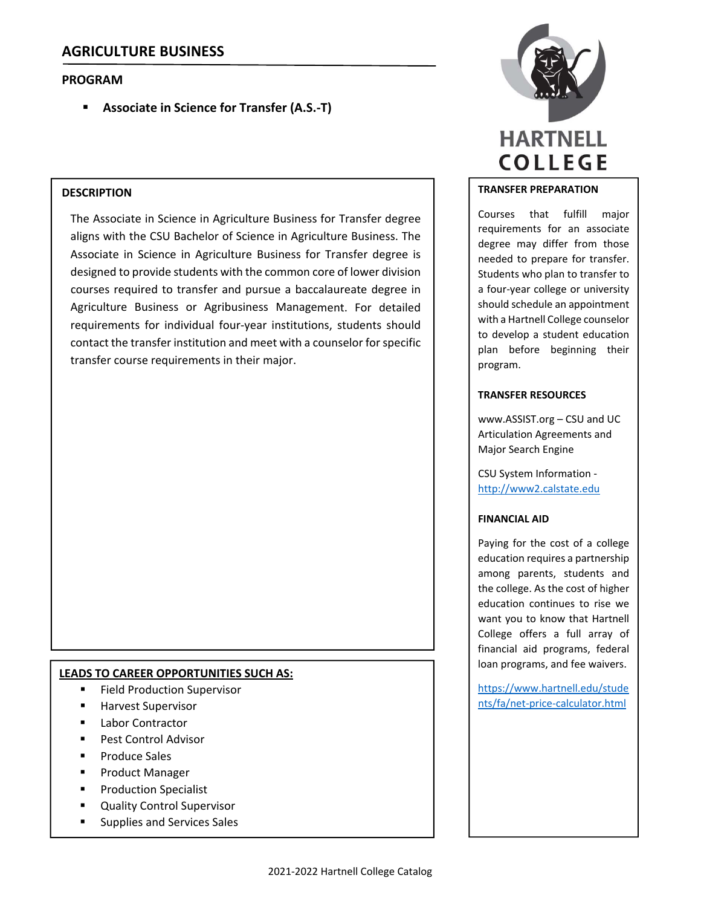# AGRICULTURE BUSINESS

## PROGRAM

- **Associate in Science for Transfer (A.S.-T)**

HARTNELL COLLEGE

### DESCRIPTION

The Associate in Science in Agriculture Business for Transfer degree aligns with the CSU Bachelor of Science in Agriculture Business. The Associate in Science in Agriculture Business for Transfer degree is designed to provide students with the common core of lower division courses required to transfer and pursue a baccalaureate degree in Agriculture Business or Agribusiness Management. For detailed requirements for individual four-year institutions, students should contact the transfer institution and meet with a counselor for specific transfer course requirements in their major.

### LEADS TO CAREER OPPORTUNITIES SUCH AS:

- Field Production Supervisor
- Harvest Supervisor
- Labor Contractor
- Pest Control Advisor
- Produce Sales
- Product Manager
- Production Specialist
- Quality Control Supervisor
- Supplies and Services Sales

### TRANSFER PREPARATION

Courses that fulfill major requirements for an associate degree may differ from those needed to prepare for transfer. Students who plan to transfer to a four-year college or university should schedule an appointment with a Hartnell College counselor to develop a student education plan before beginning their program.

### TRANSFER RESOURCES

www.ASSIST.org – CSU and UC Articulation Agreements and Major Search Engine

CSU System Information - http://www2.calstate.edu

### FINANCIAL AID

Paying for the cost of a college education requires a partnership among parents, students and the college. As the cost of higher education continues to rise we want you to know that Hartnell College offers a full array of financial aid programs, federal loan programs, and fee waivers.

https://www.hartnell.edu/students/fa/net-price-calculator.html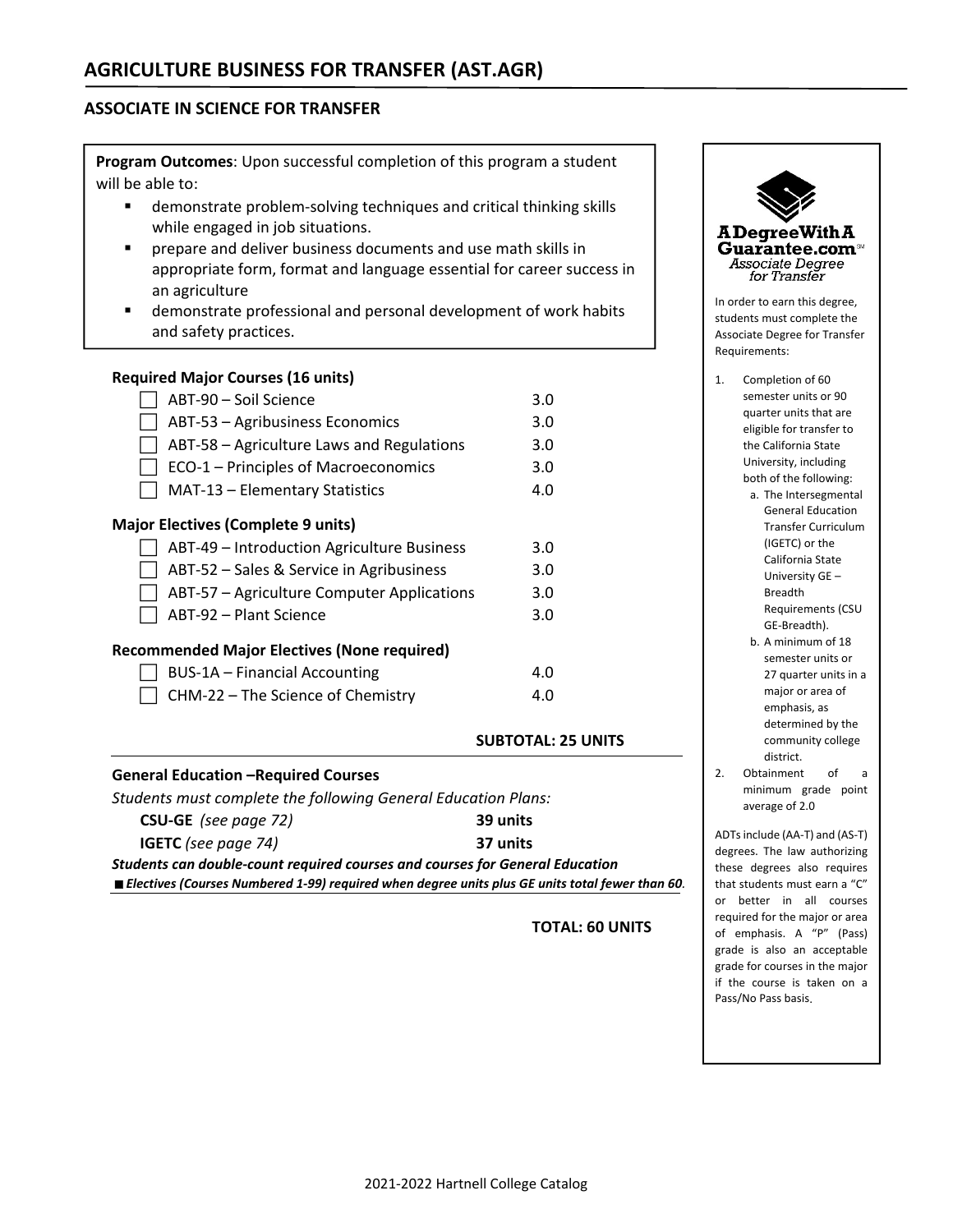# AGRICULTURE BUSINESS FOR TRANSFER (AST.AGR)

## ASSOCIATE IN SCIENCE FOR TRANSFER

**Program Outcomes**: Upon successful completion of this program a student will be able to:

- demonstrate problem-solving techniques and critical thinking skills while engaged in job situations.
- prepare and deliver business documents and use math skills in appropriate form, format and language essential for career success in an agriculture
- demonstrate professional and personal development of work habits and safety practices.

**Required Major Courses (16 units)**

| | |
|---|---|
| ☐ ABT-90 – Soil Science | 3.0 |
| ☐ ABT-53 – Agribusiness Economics | 3.0 |
| ☐ ABT-58 – Agriculture Laws and Regulations | 3.0 |
| ☐ ECO-1 – Principles of Macroeconomics | 3.0 |
| ☐ MAT-13 – Elementary Statistics | 4.0 |

**Major Electives (Complete 9 units)**

| | |
|---|---|
| ☐ ABT-49 – Introduction Agriculture Business | 3.0 |
| ☐ ABT-52 – Sales & Service in Agribusiness | 3.0 |
| ☐ ABT-57 – Agriculture Computer Applications | 3.0 |
| ☐ ABT-92 – Plant Science | 3.0 |

**Recommended Major Electives (None required)**

| | |
|---|---|
| ☐ BUS-1A – Financial Accounting | 4.0 |
| ☐ CHM-22 – The Science of Chemistry | 4.0 |

**SUBTOTAL: 25 UNITS**

**General Education –Required Courses**

*Students must complete the following General Education Plans:*

| | |
|---|---|
| **CSU-GE** *(see page 72)* | **39 units** |
| **IGETC** *(see page 74)* | **37 units** |

***Students can double-count required courses and courses for General Education***

■ ***Electives (Courses Numbered 1-99) required when degree units plus GE units total fewer than 60.***

**TOTAL: 60 UNITS**

**A Degree With A Guarantee.com**℠
*Associate Degree for Transfer*

In order to earn this degree, students must complete the Associate Degree for Transfer Requirements:

1. Completion of 60 semester units or 90 quarter units that are eligible for transfer to the California State University, including both of the following:
   a. The Intersegmental General Education Transfer Curriculum (IGETC) or the California State University GE – Breadth Requirements (CSU GE-Breadth).
   b. A minimum of 18 semester units or 27 quarter units in a major or area of emphasis, as determined by the community college district.
2. Obtainment of a minimum grade point average of 2.0

ADTs include (AA-T) and (AS-T) degrees. The law authorizing these degrees also requires that students must earn a "C" or better in all courses required for the major or area of emphasis. A "P" (Pass) grade is also an acceptable grade for courses in the major if the course is taken on a Pass/No Pass basis.